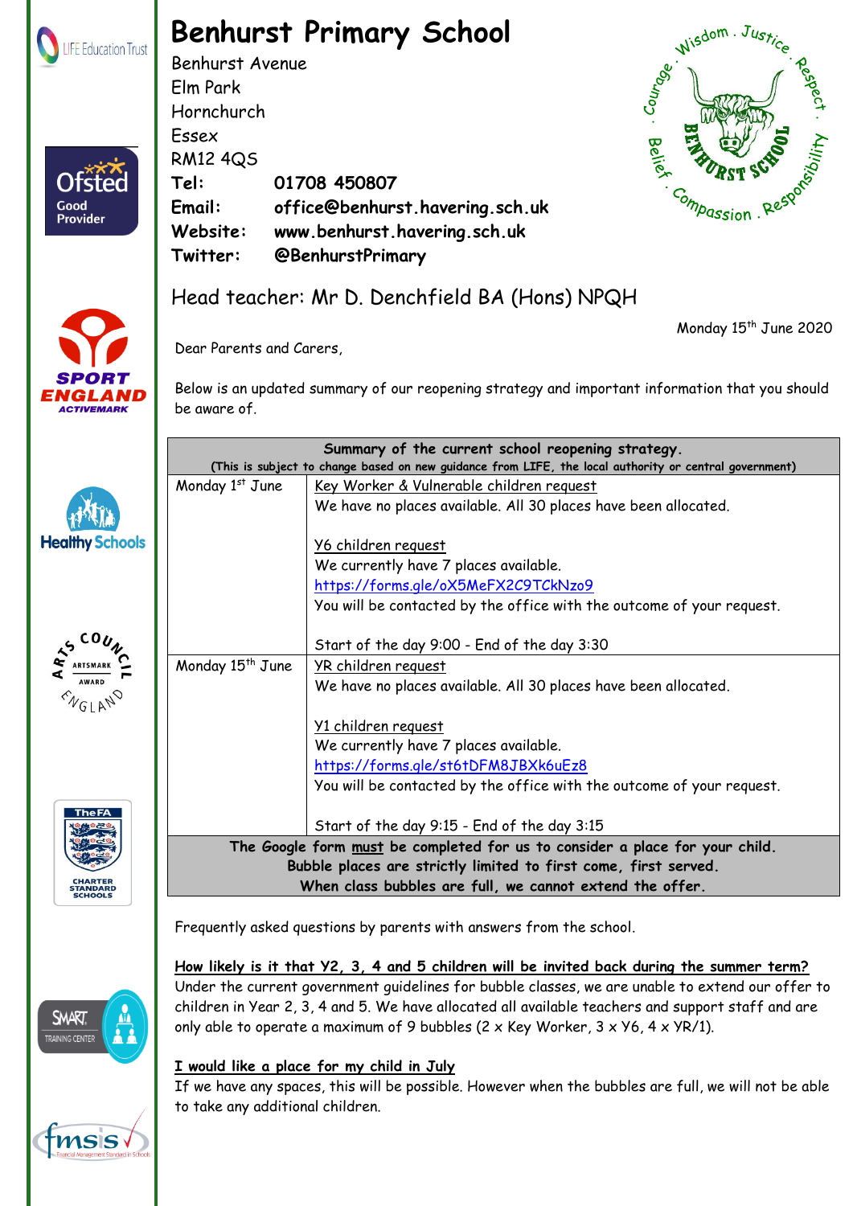# Benhurst Primary School

Benhurst Avenue
Elm Park
Hornchurch
Essex
RM12 4QS

**Tel:** **01708 450807**
**Email:** **office@benhurst.havering.sch.uk**
**Website:** **www.benhurst.havering.sch.uk**
**Twitter:** **@BenhurstPrimary**

Head teacher: Mr D. Denchfield BA (Hons) NPQH

Monday 15th June 2020

Dear Parents and Carers,

Below is an updated summary of our reopening strategy and important information that you should be aware of.

| **Summary of the current school reopening strategy.** **(This is subject to change based on new guidance from LIFE, the local authority or central government)** | |
|---|---|
| Monday 1st June | Key Worker & Vulnerable children request<br>We have no places available. All 30 places have been allocated.<br><br>Y6 children request<br>We currently have 7 places available.<br>https://forms.gle/oX5MeFX2C9TCkNzo9<br>You will be contacted by the office with the outcome of your request.<br><br>Start of the day 9:00 - End of the day 3:30 |
| Monday 15th June | YR children request<br>We have no places available. All 30 places have been allocated.<br><br>Y1 children request<br>We currently have 7 places available.<br>https://forms.gle/st6tDFM8JBXk6uEz8<br>You will be contacted by the office with the outcome of your request.<br><br>Start of the day 9:15 - End of the day 3:15 |
| **The Google form must be completed for us to consider a place for your child. Bubble places are strictly limited to first come, first served. When class bubbles are full, we cannot extend the offer.** | |

Frequently asked questions by parents with answers from the school.

**How likely is it that Y2, 3, 4 and 5 children will be invited back during the summer term?**
Under the current government guidelines for bubble classes, we are unable to extend our offer to children in Year 2, 3, 4 and 5. We have allocated all available teachers and support staff and are only able to operate a maximum of 9 bubbles (2 x Key Worker, 3 x Y6, 4 x YR/1).

**I would like a place for my child in July**
If we have any spaces, this will be possible. However when the bubbles are full, we will not be able to take any additional children.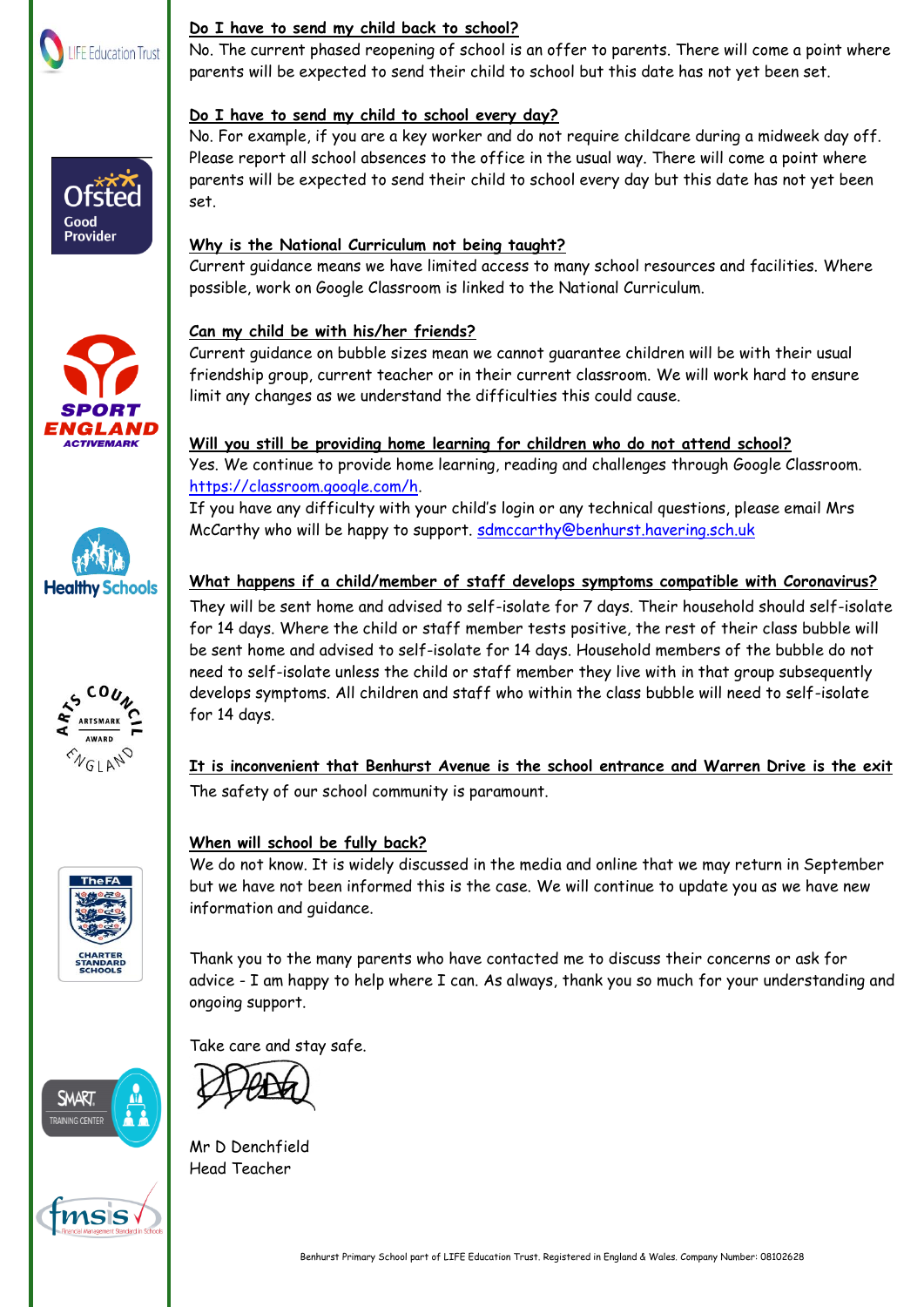**Do I have to send my child back to school?**

No. The current phased reopening of school is an offer to parents. There will come a point where parents will be expected to send their child to school but this date has not yet been set.

**Do I have to send my child to school every day?**

No. For example, if you are a key worker and do not require childcare during a midweek day off. Please report all school absences to the office in the usual way. There will come a point where parents will be expected to send their child to school every day but this date has not yet been set.

**Why is the National Curriculum not being taught?**

Current guidance means we have limited access to many school resources and facilities. Where possible, work on Google Classroom is linked to the National Curriculum.

**Can my child be with his/her friends?**

Current guidance on bubble sizes mean we cannot guarantee children will be with their usual friendship group, current teacher or in their current classroom. We will work hard to ensure limit any changes as we understand the difficulties this could cause.

**Will you still be providing home learning for children who do not attend school?**

Yes. We continue to provide home learning, reading and challenges through Google Classroom. https://classroom.google.com/h.

If you have any difficulty with your child's login or any technical questions, please email Mrs McCarthy who will be happy to support. sdmccarthy@benhurst.havering.sch.uk

**What happens if a child/member of staff develops symptoms compatible with Coronavirus?**

They will be sent home and advised to self-isolate for 7 days. Their household should self-isolate for 14 days. Where the child or staff member tests positive, the rest of their class bubble will be sent home and advised to self-isolate for 14 days. Household members of the bubble do not need to self-isolate unless the child or staff member they live with in that group subsequently develops symptoms. All children and staff who within the class bubble will need to self-isolate for 14 days.

**It is inconvenient that Benhurst Avenue is the school entrance and Warren Drive is the exit**

The safety of our school community is paramount.

**When will school be fully back?**

We do not know. It is widely discussed in the media and online that we may return in September but we have not been informed this is the case. We will continue to update you as we have new information and guidance.

Thank you to the many parents who have contacted me to discuss their concerns or ask for advice - I am happy to help where I can. As always, thank you so much for your understanding and ongoing support.

Take care and stay safe.

Mr D Denchfield
Head Teacher

Benhurst Primary School part of LIFE Education Trust. Registered in England & Wales. Company Number: 08102628